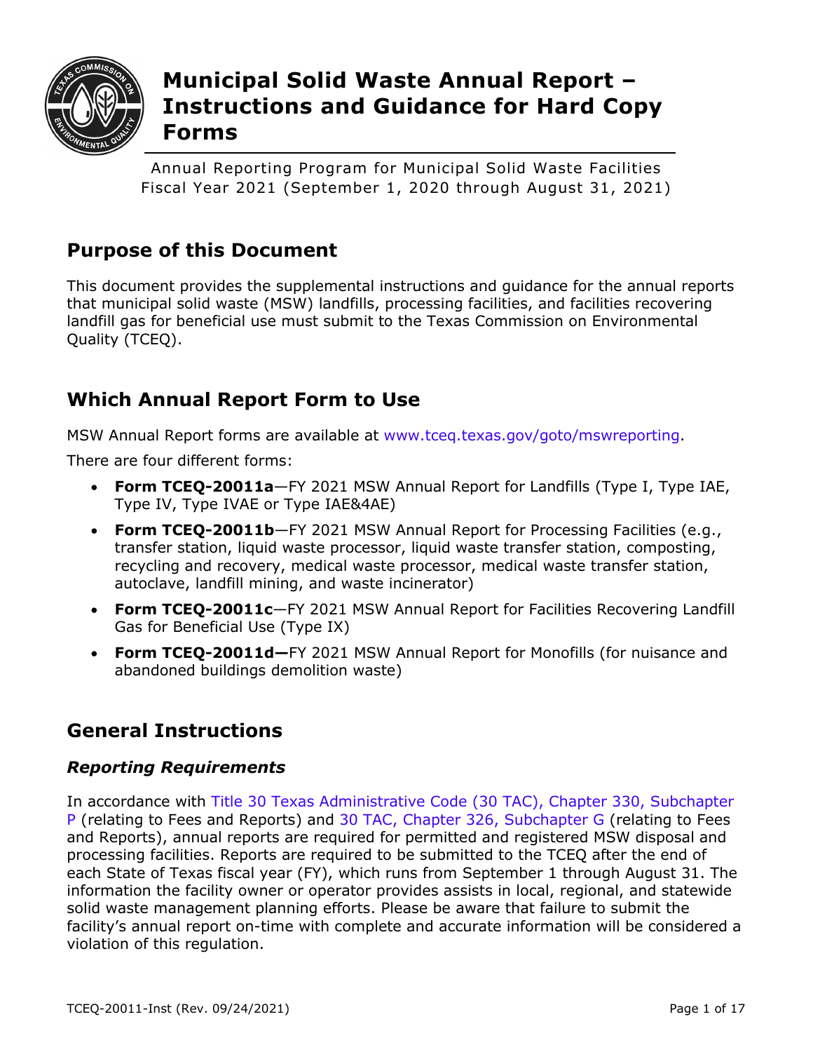# Municipal Solid Waste Annual Report – Instructions and Guidance for Hard Copy Forms

Annual Reporting Program for Municipal Solid Waste Facilities
Fiscal Year 2021 (September 1, 2020 through August 31, 2021)

## Purpose of this Document

This document provides the supplemental instructions and guidance for the annual reports that municipal solid waste (MSW) landfills, processing facilities, and facilities recovering landfill gas for beneficial use must submit to the Texas Commission on Environmental Quality (TCEQ).

## Which Annual Report Form to Use

MSW Annual Report forms are available at www.tceq.texas.gov/goto/mswreporting.

There are four different forms:

- **Form TCEQ-20011a**—FY 2021 MSW Annual Report for Landfills (Type I, Type IAE, Type IV, Type IVAE or Type IAE&4AE)
- **Form TCEQ-20011b**—FY 2021 MSW Annual Report for Processing Facilities (e.g., transfer station, liquid waste processor, liquid waste transfer station, composting, recycling and recovery, medical waste processor, medical waste transfer station, autoclave, landfill mining, and waste incinerator)
- **Form TCEQ-20011c**—FY 2021 MSW Annual Report for Facilities Recovering Landfill Gas for Beneficial Use (Type IX)
- **Form TCEQ-20011d—**FY 2021 MSW Annual Report for Monofills (for nuisance and abandoned buildings demolition waste)

## General Instructions

### *Reporting Requirements*

In accordance with Title 30 Texas Administrative Code (30 TAC), Chapter 330, Subchapter P (relating to Fees and Reports) and 30 TAC, Chapter 326, Subchapter G (relating to Fees and Reports), annual reports are required for permitted and registered MSW disposal and processing facilities. Reports are required to be submitted to the TCEQ after the end of each State of Texas fiscal year (FY), which runs from September 1 through August 31. The information the facility owner or operator provides assists in local, regional, and statewide solid waste management planning efforts. Please be aware that failure to submit the facility's annual report on-time with complete and accurate information will be considered a violation of this regulation.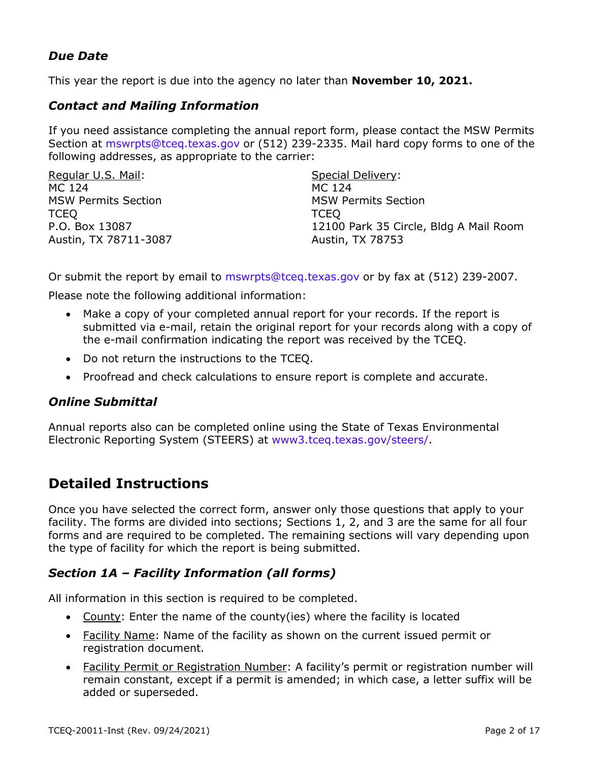### *Due Date*

This year the report is due into the agency no later than **November 10, 2021.**

### *Contact and Mailing Information*

If you need assistance completing the annual report form, please contact the MSW Permits Section at mswrpts@tceq.texas.gov or (512) 239-2335. Mail hard copy forms to one of the following addresses, as appropriate to the carrier:

Regular U.S. Mail:
MC 124
MSW Permits Section
TCEQ
P.O. Box 13087
Austin, TX 78711-3087

Special Delivery:
MC 124
MSW Permits Section
TCEQ
12100 Park 35 Circle, Bldg A Mail Room
Austin, TX 78753

Or submit the report by email to mswrpts@tceq.texas.gov or by fax at (512) 239-2007.

Please note the following additional information:

- Make a copy of your completed annual report for your records. If the report is submitted via e-mail, retain the original report for your records along with a copy of the e-mail confirmation indicating the report was received by the TCEQ.
- Do not return the instructions to the TCEQ.
- Proofread and check calculations to ensure report is complete and accurate.

### *Online Submittal*

Annual reports also can be completed online using the State of Texas Environmental Electronic Reporting System (STEERS) at www3.tceq.texas.gov/steers/.

## Detailed Instructions

Once you have selected the correct form, answer only those questions that apply to your facility. The forms are divided into sections; Sections 1, 2, and 3 are the same for all four forms and are required to be completed. The remaining sections will vary depending upon the type of facility for which the report is being submitted.

### *Section 1A – Facility Information (all forms)*

All information in this section is required to be completed.

- County: Enter the name of the county(ies) where the facility is located
- Facility Name: Name of the facility as shown on the current issued permit or registration document.
- Facility Permit or Registration Number: A facility's permit or registration number will remain constant, except if a permit is amended; in which case, a letter suffix will be added or superseded.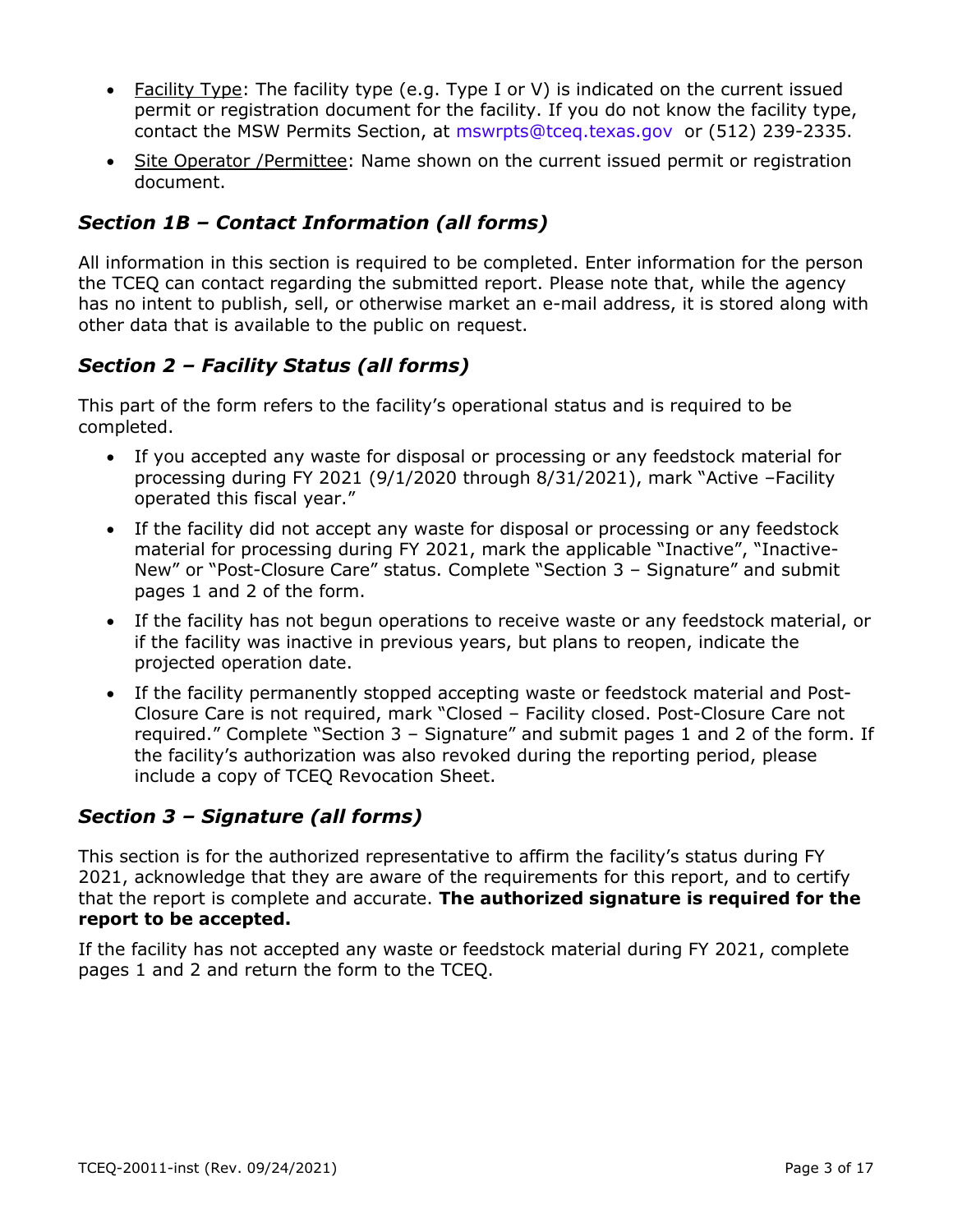- Facility Type: The facility type (e.g. Type I or V) is indicated on the current issued permit or registration document for the facility. If you do not know the facility type, contact the MSW Permits Section, at mswrpts@tceq.texas.gov or (512) 239-2335.
- Site Operator /Permittee: Name shown on the current issued permit or registration document.

### *Section 1B – Contact Information (all forms)*

All information in this section is required to be completed. Enter information for the person the TCEQ can contact regarding the submitted report. Please note that, while the agency has no intent to publish, sell, or otherwise market an e-mail address, it is stored along with other data that is available to the public on request.

### *Section 2 – Facility Status (all forms)*

This part of the form refers to the facility's operational status and is required to be completed.

- If you accepted any waste for disposal or processing or any feedstock material for processing during FY 2021 (9/1/2020 through 8/31/2021), mark "Active –Facility operated this fiscal year."
- If the facility did not accept any waste for disposal or processing or any feedstock material for processing during FY 2021, mark the applicable "Inactive", "Inactive-New" or "Post-Closure Care" status. Complete "Section 3 – Signature" and submit pages 1 and 2 of the form.
- If the facility has not begun operations to receive waste or any feedstock material, or if the facility was inactive in previous years, but plans to reopen, indicate the projected operation date.
- If the facility permanently stopped accepting waste or feedstock material and Post-Closure Care is not required, mark "Closed – Facility closed. Post-Closure Care not required." Complete "Section 3 – Signature" and submit pages 1 and 2 of the form. If the facility's authorization was also revoked during the reporting period, please include a copy of TCEQ Revocation Sheet.

### *Section 3 – Signature (all forms)*

This section is for the authorized representative to affirm the facility's status during FY 2021, acknowledge that they are aware of the requirements for this report, and to certify that the report is complete and accurate. **The authorized signature is required for the report to be accepted.**

If the facility has not accepted any waste or feedstock material during FY 2021, complete pages 1 and 2 and return the form to the TCEQ.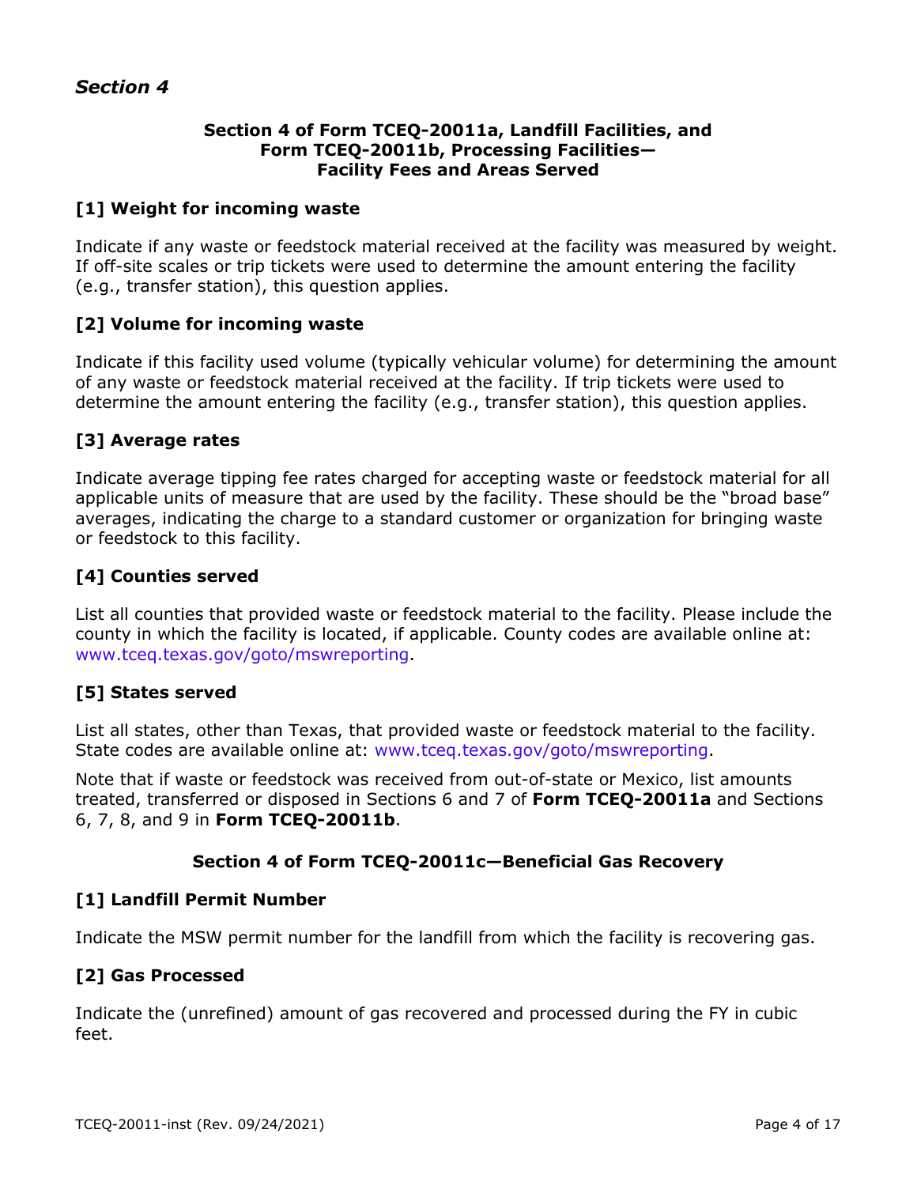## *Section 4*

### Section 4 of Form TCEQ-20011a, Landfill Facilities, and Form TCEQ-20011b, Processing Facilities— Facility Fees and Areas Served

#### [1] Weight for incoming waste

Indicate if any waste or feedstock material received at the facility was measured by weight. If off-site scales or trip tickets were used to determine the amount entering the facility (e.g., transfer station), this question applies.

#### [2] Volume for incoming waste

Indicate if this facility used volume (typically vehicular volume) for determining the amount of any waste or feedstock material received at the facility. If trip tickets were used to determine the amount entering the facility (e.g., transfer station), this question applies.

#### [3] Average rates

Indicate average tipping fee rates charged for accepting waste or feedstock material for all applicable units of measure that are used by the facility. These should be the "broad base" averages, indicating the charge to a standard customer or organization for bringing waste or feedstock to this facility.

#### [4] Counties served

List all counties that provided waste or feedstock material to the facility. Please include the county in which the facility is located, if applicable. County codes are available online at: www.tceq.texas.gov/goto/mswreporting.

#### [5] States served

List all states, other than Texas, that provided waste or feedstock material to the facility. State codes are available online at: www.tceq.texas.gov/goto/mswreporting.

Note that if waste or feedstock was received from out-of-state or Mexico, list amounts treated, transferred or disposed in Sections 6 and 7 of **Form TCEQ-20011a** and Sections 6, 7, 8, and 9 in **Form TCEQ-20011b**.

### Section 4 of Form TCEQ-20011c—Beneficial Gas Recovery

#### [1] Landfill Permit Number

Indicate the MSW permit number for the landfill from which the facility is recovering gas.

#### [2] Gas Processed

Indicate the (unrefined) amount of gas recovered and processed during the FY in cubic feet.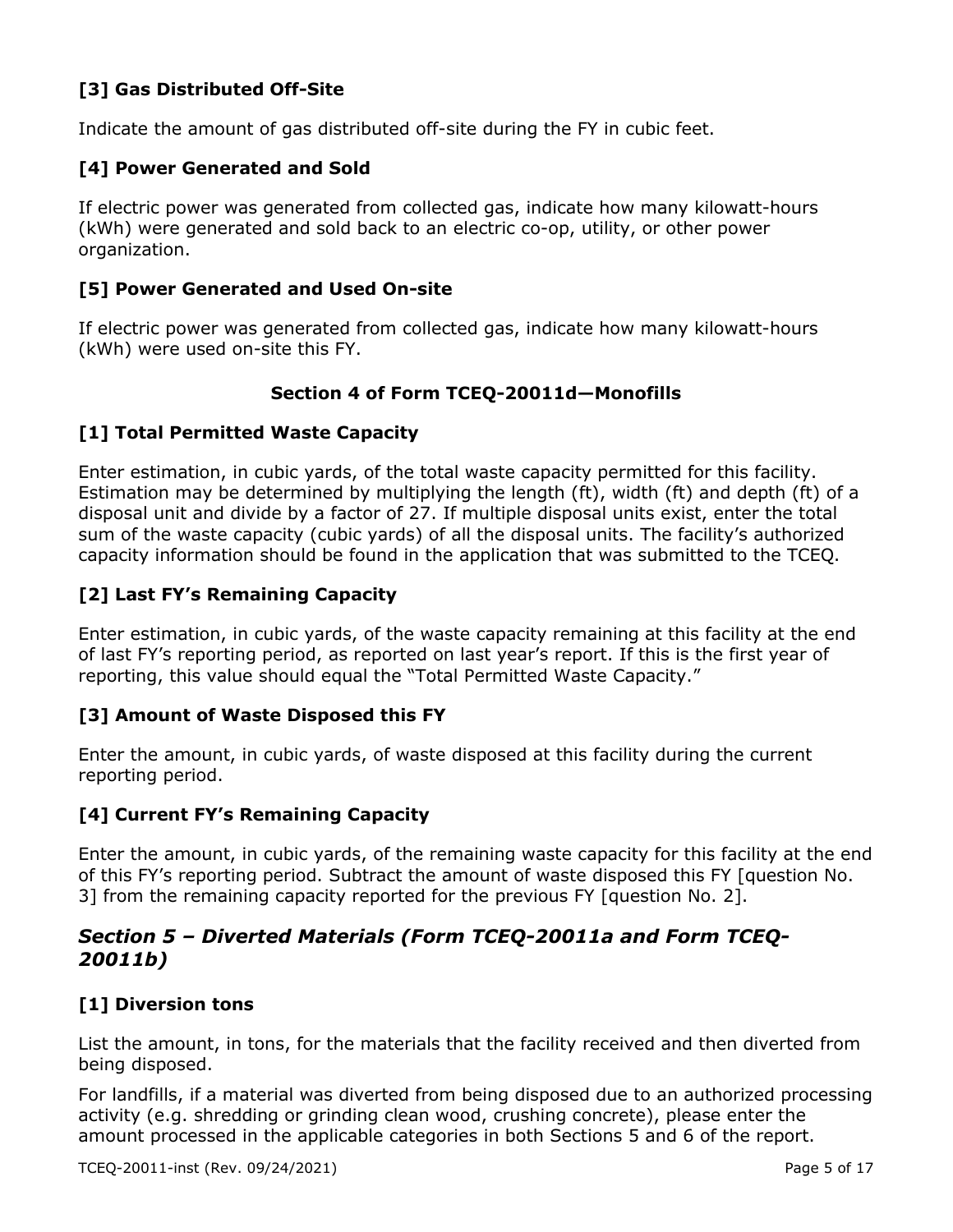### [3] Gas Distributed Off-Site

Indicate the amount of gas distributed off-site during the FY in cubic feet.

### [4] Power Generated and Sold

If electric power was generated from collected gas, indicate how many kilowatt-hours (kWh) were generated and sold back to an electric co-op, utility, or other power organization.

### [5] Power Generated and Used On-site

If electric power was generated from collected gas, indicate how many kilowatt-hours (kWh) were used on-site this FY.

**Section 4 of Form TCEQ-20011d—Monofills**

### [1] Total Permitted Waste Capacity

Enter estimation, in cubic yards, of the total waste capacity permitted for this facility. Estimation may be determined by multiplying the length (ft), width (ft) and depth (ft) of a disposal unit and divide by a factor of 27. If multiple disposal units exist, enter the total sum of the waste capacity (cubic yards) of all the disposal units. The facility's authorized capacity information should be found in the application that was submitted to the TCEQ.

### [2] Last FY's Remaining Capacity

Enter estimation, in cubic yards, of the waste capacity remaining at this facility at the end of last FY's reporting period, as reported on last year's report. If this is the first year of reporting, this value should equal the "Total Permitted Waste Capacity."

### [3] Amount of Waste Disposed this FY

Enter the amount, in cubic yards, of waste disposed at this facility during the current reporting period.

### [4] Current FY's Remaining Capacity

Enter the amount, in cubic yards, of the remaining waste capacity for this facility at the end of this FY's reporting period. Subtract the amount of waste disposed this FY [question No. 3] from the remaining capacity reported for the previous FY [question No. 2].

## *Section 5 – Diverted Materials (Form TCEQ-20011a and Form TCEQ-20011b)*

### [1] Diversion tons

List the amount, in tons, for the materials that the facility received and then diverted from being disposed.

For landfills, if a material was diverted from being disposed due to an authorized processing activity (e.g. shredding or grinding clean wood, crushing concrete), please enter the amount processed in the applicable categories in both Sections 5 and 6 of the report.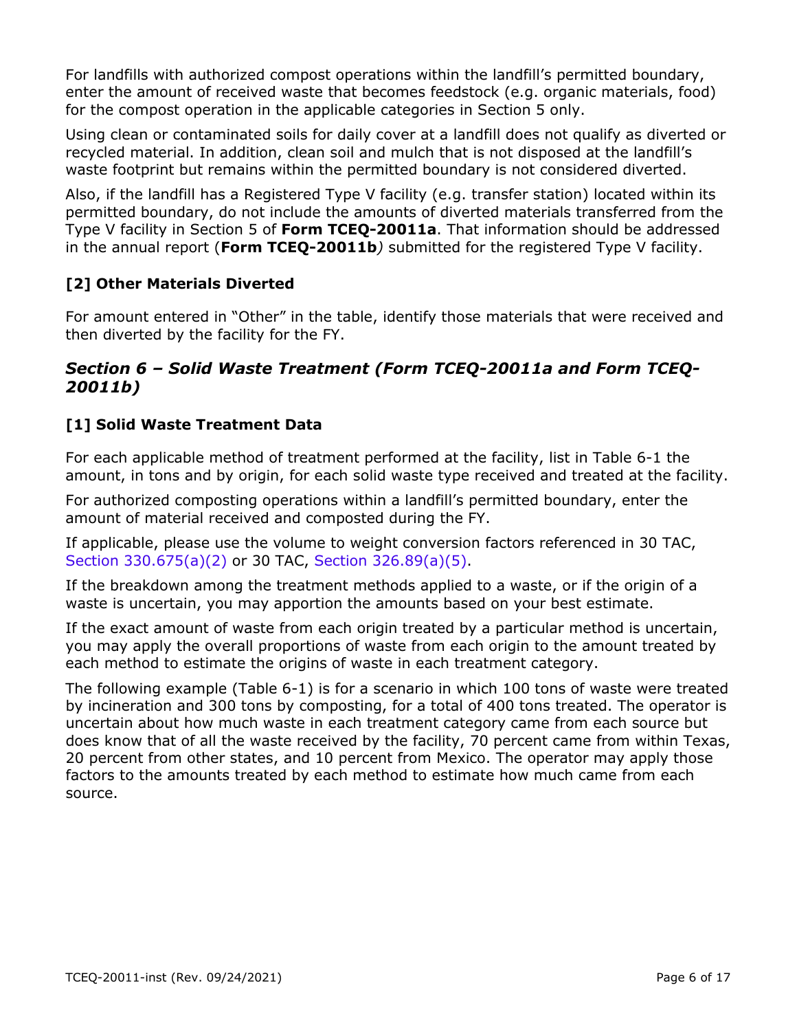For landfills with authorized compost operations within the landfill's permitted boundary, enter the amount of received waste that becomes feedstock (e.g. organic materials, food) for the compost operation in the applicable categories in Section 5 only.

Using clean or contaminated soils for daily cover at a landfill does not qualify as diverted or recycled material. In addition, clean soil and mulch that is not disposed at the landfill's waste footprint but remains within the permitted boundary is not considered diverted.

Also, if the landfill has a Registered Type V facility (e.g. transfer station) located within its permitted boundary, do not include the amounts of diverted materials transferred from the Type V facility in Section 5 of **Form TCEQ-20011a**. That information should be addressed in the annual report (**Form TCEQ-20011b**) submitted for the registered Type V facility.

### [2] Other Materials Diverted

For amount entered in "Other" in the table, identify those materials that were received and then diverted by the facility for the FY.

## *Section 6 – Solid Waste Treatment (Form TCEQ-20011a and Form TCEQ-20011b)*

### [1] Solid Waste Treatment Data

For each applicable method of treatment performed at the facility, list in Table 6-1 the amount, in tons and by origin, for each solid waste type received and treated at the facility.

For authorized composting operations within a landfill's permitted boundary, enter the amount of material received and composted during the FY.

If applicable, please use the volume to weight conversion factors referenced in 30 TAC, Section 330.675(a)(2) or 30 TAC, Section 326.89(a)(5).

If the breakdown among the treatment methods applied to a waste, or if the origin of a waste is uncertain, you may apportion the amounts based on your best estimate.

If the exact amount of waste from each origin treated by a particular method is uncertain, you may apply the overall proportions of waste from each origin to the amount treated by each method to estimate the origins of waste in each treatment category.

The following example (Table 6-1) is for a scenario in which 100 tons of waste were treated by incineration and 300 tons by composting, for a total of 400 tons treated. The operator is uncertain about how much waste in each treatment category came from each source but does know that of all the waste received by the facility, 70 percent came from within Texas, 20 percent from other states, and 10 percent from Mexico. The operator may apply those factors to the amounts treated by each method to estimate how much came from each source.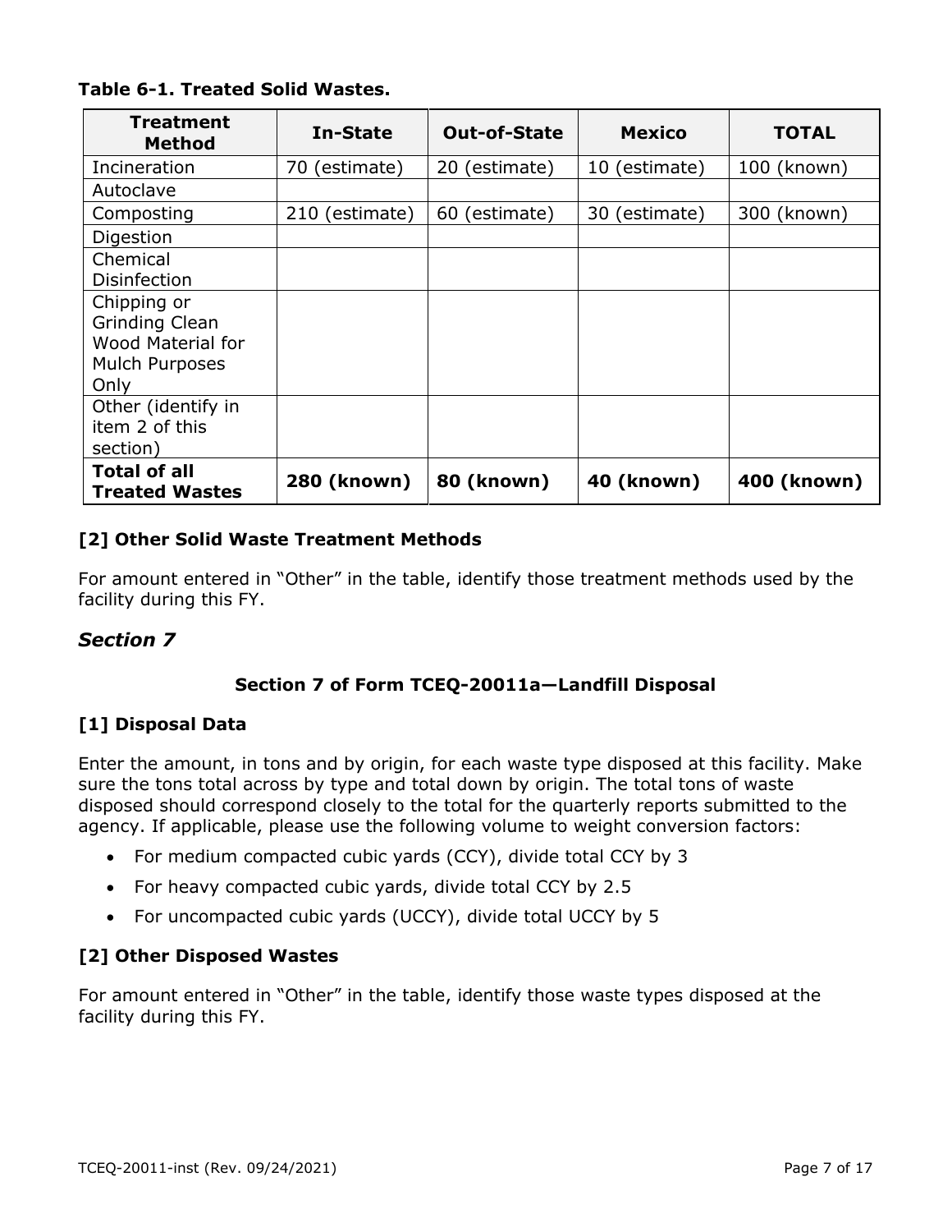**Table 6-1. Treated Solid Wastes.**

| Treatment Method | In-State | Out-of-State | Mexico | TOTAL |
|---|---|---|---|---|
| Incineration | 70 (estimate) | 20 (estimate) | 10 (estimate) | 100 (known) |
| Autoclave | | | | |
| Composting | 210 (estimate) | 60 (estimate) | 30 (estimate) | 300 (known) |
| Digestion | | | | |
| Chemical Disinfection | | | | |
| Chipping or Grinding Clean Wood Material for Mulch Purposes Only | | | | |
| Other (identify in item 2 of this section) | | | | |
| **Total of all Treated Wastes** | **280 (known)** | **80 (known)** | **40 (known)** | **400 (known)** |

### [2] Other Solid Waste Treatment Methods

For amount entered in "Other" in the table, identify those treatment methods used by the facility during this FY.

## *Section 7*

### Section 7 of Form TCEQ-20011a—Landfill Disposal

### [1] Disposal Data

Enter the amount, in tons and by origin, for each waste type disposed at this facility. Make sure the tons total across by type and total down by origin. The total tons of waste disposed should correspond closely to the total for the quarterly reports submitted to the agency. If applicable, please use the following volume to weight conversion factors:

- For medium compacted cubic yards (CCY), divide total CCY by 3
- For heavy compacted cubic yards, divide total CCY by 2.5
- For uncompacted cubic yards (UCCY), divide total UCCY by 5

### [2] Other Disposed Wastes

For amount entered in "Other" in the table, identify those waste types disposed at the facility during this FY.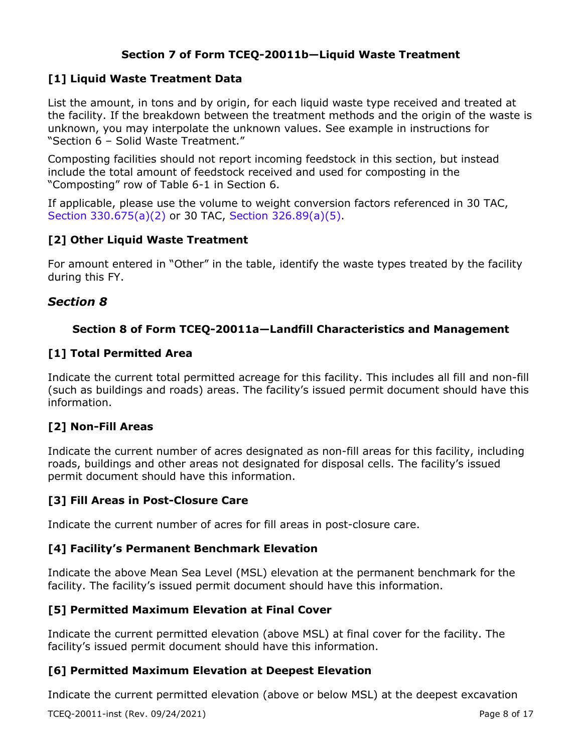### Section 7 of Form TCEQ-20011b—Liquid Waste Treatment

#### [1] Liquid Waste Treatment Data

List the amount, in tons and by origin, for each liquid waste type received and treated at the facility. If the breakdown between the treatment methods and the origin of the waste is unknown, you may interpolate the unknown values. See example in instructions for "Section 6 – Solid Waste Treatment."

Composting facilities should not report incoming feedstock in this section, but instead include the total amount of feedstock received and used for composting in the "Composting" row of Table 6-1 in Section 6.

If applicable, please use the volume to weight conversion factors referenced in 30 TAC, Section 330.675(a)(2) or 30 TAC, Section 326.89(a)(5).

#### [2] Other Liquid Waste Treatment

For amount entered in "Other" in the table, identify the waste types treated by the facility during this FY.

## *Section 8*

### Section 8 of Form TCEQ-20011a—Landfill Characteristics and Management

#### [1] Total Permitted Area

Indicate the current total permitted acreage for this facility. This includes all fill and non-fill (such as buildings and roads) areas. The facility's issued permit document should have this information.

#### [2] Non-Fill Areas

Indicate the current number of acres designated as non-fill areas for this facility, including roads, buildings and other areas not designated for disposal cells. The facility's issued permit document should have this information.

#### [3] Fill Areas in Post-Closure Care

Indicate the current number of acres for fill areas in post-closure care.

#### [4] Facility's Permanent Benchmark Elevation

Indicate the above Mean Sea Level (MSL) elevation at the permanent benchmark for the facility. The facility's issued permit document should have this information.

#### [5] Permitted Maximum Elevation at Final Cover

Indicate the current permitted elevation (above MSL) at final cover for the facility. The facility's issued permit document should have this information.

#### [6] Permitted Maximum Elevation at Deepest Elevation

Indicate the current permitted elevation (above or below MSL) at the deepest excavation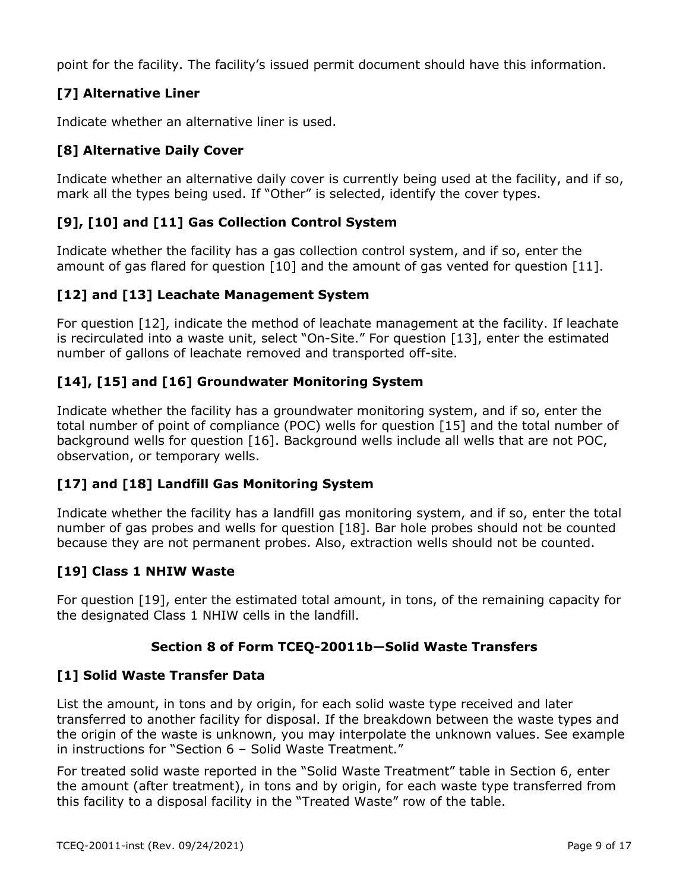point for the facility. The facility's issued permit document should have this information.

### [7] Alternative Liner

Indicate whether an alternative liner is used.

### [8] Alternative Daily Cover

Indicate whether an alternative daily cover is currently being used at the facility, and if so, mark all the types being used. If "Other" is selected, identify the cover types.

### [9], [10] and [11] Gas Collection Control System

Indicate whether the facility has a gas collection control system, and if so, enter the amount of gas flared for question [10] and the amount of gas vented for question [11].

### [12] and [13] Leachate Management System

For question [12], indicate the method of leachate management at the facility. If leachate is recirculated into a waste unit, select "On-Site." For question [13], enter the estimated number of gallons of leachate removed and transported off-site.

### [14], [15] and [16] Groundwater Monitoring System

Indicate whether the facility has a groundwater monitoring system, and if so, enter the total number of point of compliance (POC) wells for question [15] and the total number of background wells for question [16]. Background wells include all wells that are not POC, observation, or temporary wells.

### [17] and [18] Landfill Gas Monitoring System

Indicate whether the facility has a landfill gas monitoring system, and if so, enter the total number of gas probes and wells for question [18]. Bar hole probes should not be counted because they are not permanent probes. Also, extraction wells should not be counted.

### [19] Class 1 NHIW Waste

For question [19], enter the estimated total amount, in tons, of the remaining capacity for the designated Class 1 NHIW cells in the landfill.

## Section 8 of Form TCEQ-20011b—Solid Waste Transfers

### [1] Solid Waste Transfer Data

List the amount, in tons and by origin, for each solid waste type received and later transferred to another facility for disposal. If the breakdown between the waste types and the origin of the waste is unknown, you may interpolate the unknown values. See example in instructions for "Section 6 – Solid Waste Treatment."

For treated solid waste reported in the "Solid Waste Treatment" table in Section 6, enter the amount (after treatment), in tons and by origin, for each waste type transferred from this facility to a disposal facility in the "Treated Waste" row of the table.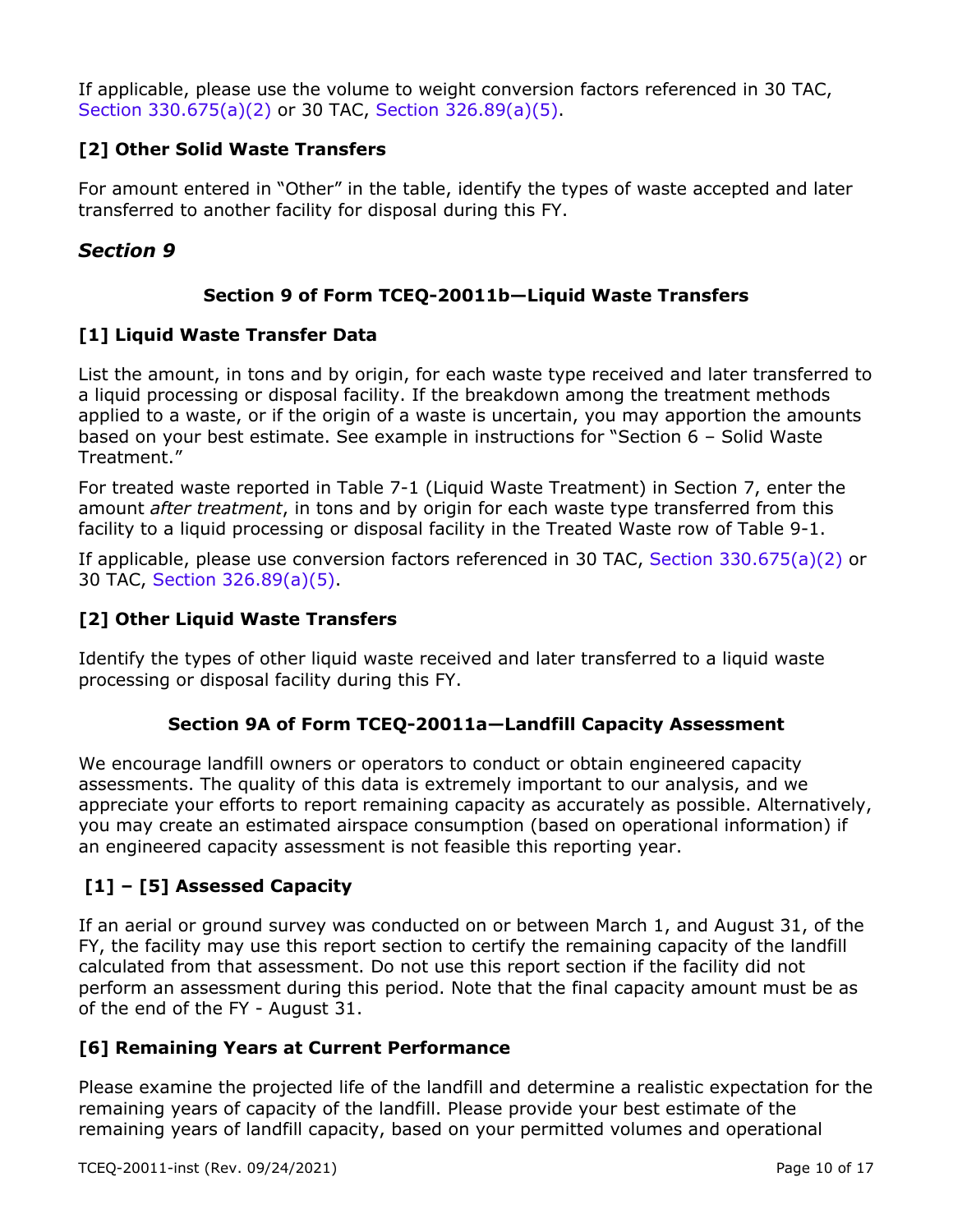If applicable, please use the volume to weight conversion factors referenced in 30 TAC, Section 330.675(a)(2) or 30 TAC, Section 326.89(a)(5).

### [2] Other Solid Waste Transfers

For amount entered in "Other" in the table, identify the types of waste accepted and later transferred to another facility for disposal during this FY.

## *Section 9*

### Section 9 of Form TCEQ-20011b—Liquid Waste Transfers

### [1] Liquid Waste Transfer Data

List the amount, in tons and by origin, for each waste type received and later transferred to a liquid processing or disposal facility. If the breakdown among the treatment methods applied to a waste, or if the origin of a waste is uncertain, you may apportion the amounts based on your best estimate. See example in instructions for "Section 6 – Solid Waste Treatment."

For treated waste reported in Table 7-1 (Liquid Waste Treatment) in Section 7, enter the amount *after treatment*, in tons and by origin for each waste type transferred from this facility to a liquid processing or disposal facility in the Treated Waste row of Table 9-1.

If applicable, please use conversion factors referenced in 30 TAC, Section 330.675(a)(2) or 30 TAC, Section 326.89(a)(5).

### [2] Other Liquid Waste Transfers

Identify the types of other liquid waste received and later transferred to a liquid waste processing or disposal facility during this FY.

### Section 9A of Form TCEQ-20011a—Landfill Capacity Assessment

We encourage landfill owners or operators to conduct or obtain engineered capacity assessments. The quality of this data is extremely important to our analysis, and we appreciate your efforts to report remaining capacity as accurately as possible. Alternatively, you may create an estimated airspace consumption (based on operational information) if an engineered capacity assessment is not feasible this reporting year.

### [1] – [5] Assessed Capacity

If an aerial or ground survey was conducted on or between March 1, and August 31, of the FY, the facility may use this report section to certify the remaining capacity of the landfill calculated from that assessment. Do not use this report section if the facility did not perform an assessment during this period. Note that the final capacity amount must be as of the end of the FY - August 31.

### [6] Remaining Years at Current Performance

Please examine the projected life of the landfill and determine a realistic expectation for the remaining years of capacity of the landfill. Please provide your best estimate of the remaining years of landfill capacity, based on your permitted volumes and operational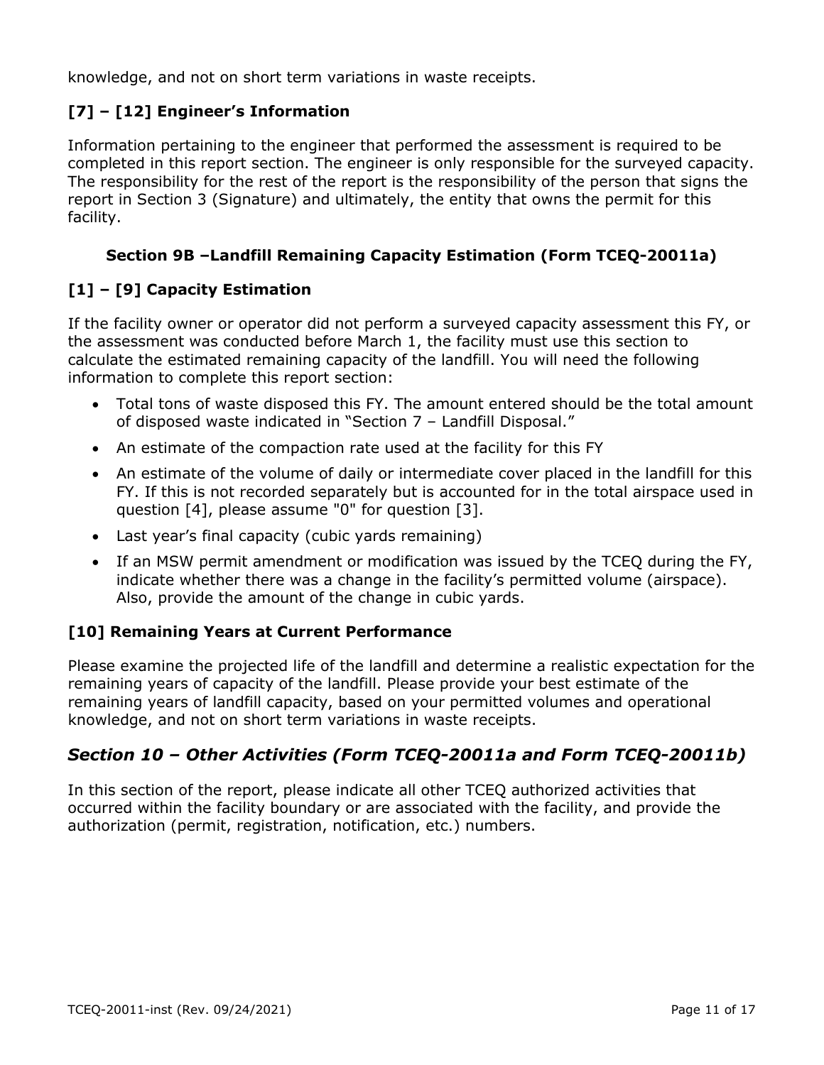knowledge, and not on short term variations in waste receipts.

### [7] – [12] Engineer's Information

Information pertaining to the engineer that performed the assessment is required to be completed in this report section. The engineer is only responsible for the surveyed capacity. The responsibility for the rest of the report is the responsibility of the person that signs the report in Section 3 (Signature) and ultimately, the entity that owns the permit for this facility.

### Section 9B –Landfill Remaining Capacity Estimation (Form TCEQ-20011a)

### [1] – [9] Capacity Estimation

If the facility owner or operator did not perform a surveyed capacity assessment this FY, or the assessment was conducted before March 1, the facility must use this section to calculate the estimated remaining capacity of the landfill. You will need the following information to complete this report section:

- Total tons of waste disposed this FY. The amount entered should be the total amount of disposed waste indicated in "Section 7 – Landfill Disposal."
- An estimate of the compaction rate used at the facility for this FY
- An estimate of the volume of daily or intermediate cover placed in the landfill for this FY. If this is not recorded separately but is accounted for in the total airspace used in question [4], please assume "0" for question [3].
- Last year's final capacity (cubic yards remaining)
- If an MSW permit amendment or modification was issued by the TCEQ during the FY, indicate whether there was a change in the facility's permitted volume (airspace). Also, provide the amount of the change in cubic yards.

### [10] Remaining Years at Current Performance

Please examine the projected life of the landfill and determine a realistic expectation for the remaining years of capacity of the landfill. Please provide your best estimate of the remaining years of landfill capacity, based on your permitted volumes and operational knowledge, and not on short term variations in waste receipts.

## *Section 10 – Other Activities (Form TCEQ-20011a and Form TCEQ-20011b)*

In this section of the report, please indicate all other TCEQ authorized activities that occurred within the facility boundary or are associated with the facility, and provide the authorization (permit, registration, notification, etc.) numbers.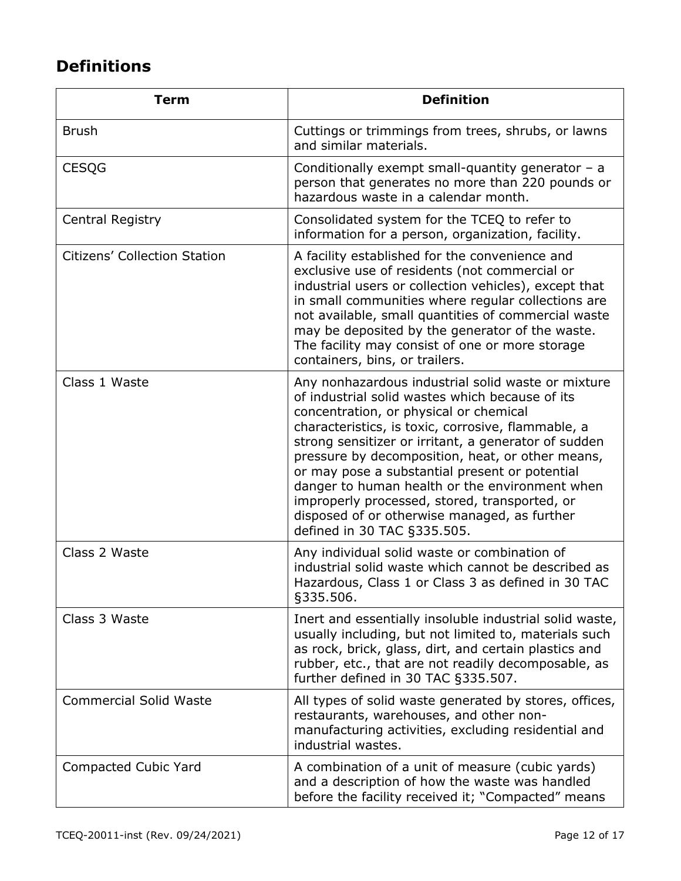## Definitions

| Term | Definition |
| --- | --- |
| Brush | Cuttings or trimmings from trees, shrubs, or lawns and similar materials. |
| CESQG | Conditionally exempt small-quantity generator – a person that generates no more than 220 pounds or hazardous waste in a calendar month. |
| Central Registry | Consolidated system for the TCEQ to refer to information for a person, organization, facility. |
| Citizens' Collection Station | A facility established for the convenience and exclusive use of residents (not commercial or industrial users or collection vehicles), except that in small communities where regular collections are not available, small quantities of commercial waste may be deposited by the generator of the waste. The facility may consist of one or more storage containers, bins, or trailers. |
| Class 1 Waste | Any nonhazardous industrial solid waste or mixture of industrial solid wastes which because of its concentration, or physical or chemical characteristics, is toxic, corrosive, flammable, a strong sensitizer or irritant, a generator of sudden pressure by decomposition, heat, or other means, or may pose a substantial present or potential danger to human health or the environment when improperly processed, stored, transported, or disposed of or otherwise managed, as further defined in 30 TAC §335.505. |
| Class 2 Waste | Any individual solid waste or combination of industrial solid waste which cannot be described as Hazardous, Class 1 or Class 3 as defined in 30 TAC §335.506. |
| Class 3 Waste | Inert and essentially insoluble industrial solid waste, usually including, but not limited to, materials such as rock, brick, glass, dirt, and certain plastics and rubber, etc., that are not readily decomposable, as further defined in 30 TAC §335.507. |
| Commercial Solid Waste | All types of solid waste generated by stores, offices, restaurants, warehouses, and other non-manufacturing activities, excluding residential and industrial wastes. |
| Compacted Cubic Yard | A combination of a unit of measure (cubic yards) and a description of how the waste was handled before the facility received it; "Compacted" means |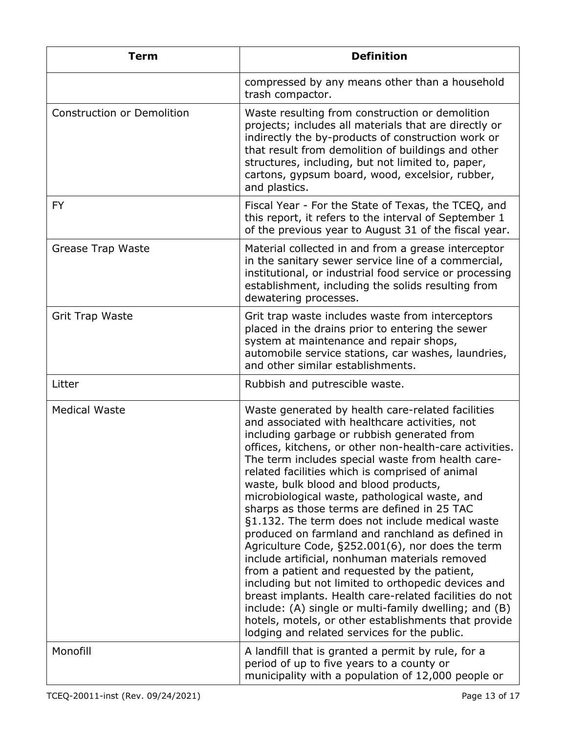| Term | Definition |
| --- | --- |
| | compressed by any means other than a household trash compactor. |
| Construction or Demolition | Waste resulting from construction or demolition projects; includes all materials that are directly or indirectly the by-products of construction work or that result from demolition of buildings and other structures, including, but not limited to, paper, cartons, gypsum board, wood, excelsior, rubber, and plastics. |
| FY | Fiscal Year - For the State of Texas, the TCEQ, and this report, it refers to the interval of September 1 of the previous year to August 31 of the fiscal year. |
| Grease Trap Waste | Material collected in and from a grease interceptor in the sanitary sewer service line of a commercial, institutional, or industrial food service or processing establishment, including the solids resulting from dewatering processes. |
| Grit Trap Waste | Grit trap waste includes waste from interceptors placed in the drains prior to entering the sewer system at maintenance and repair shops, automobile service stations, car washes, laundries, and other similar establishments. |
| Litter | Rubbish and putrescible waste. |
| Medical Waste | Waste generated by health care-related facilities and associated with healthcare activities, not including garbage or rubbish generated from offices, kitchens, or other non-health-care activities. The term includes special waste from health care-related facilities which is comprised of animal waste, bulk blood and blood products, microbiological waste, pathological waste, and sharps as those terms are defined in 25 TAC §1.132. The term does not include medical waste produced on farmland and ranchland as defined in Agriculture Code, §252.001(6), nor does the term include artificial, nonhuman materials removed from a patient and requested by the patient, including but not limited to orthopedic devices and breast implants. Health care-related facilities do not include: (A) single or multi-family dwelling; and (B) hotels, motels, or other establishments that provide lodging and related services for the public. |
| Monofill | A landfill that is granted a permit by rule, for a period of up to five years to a county or municipality with a population of 12,000 people or |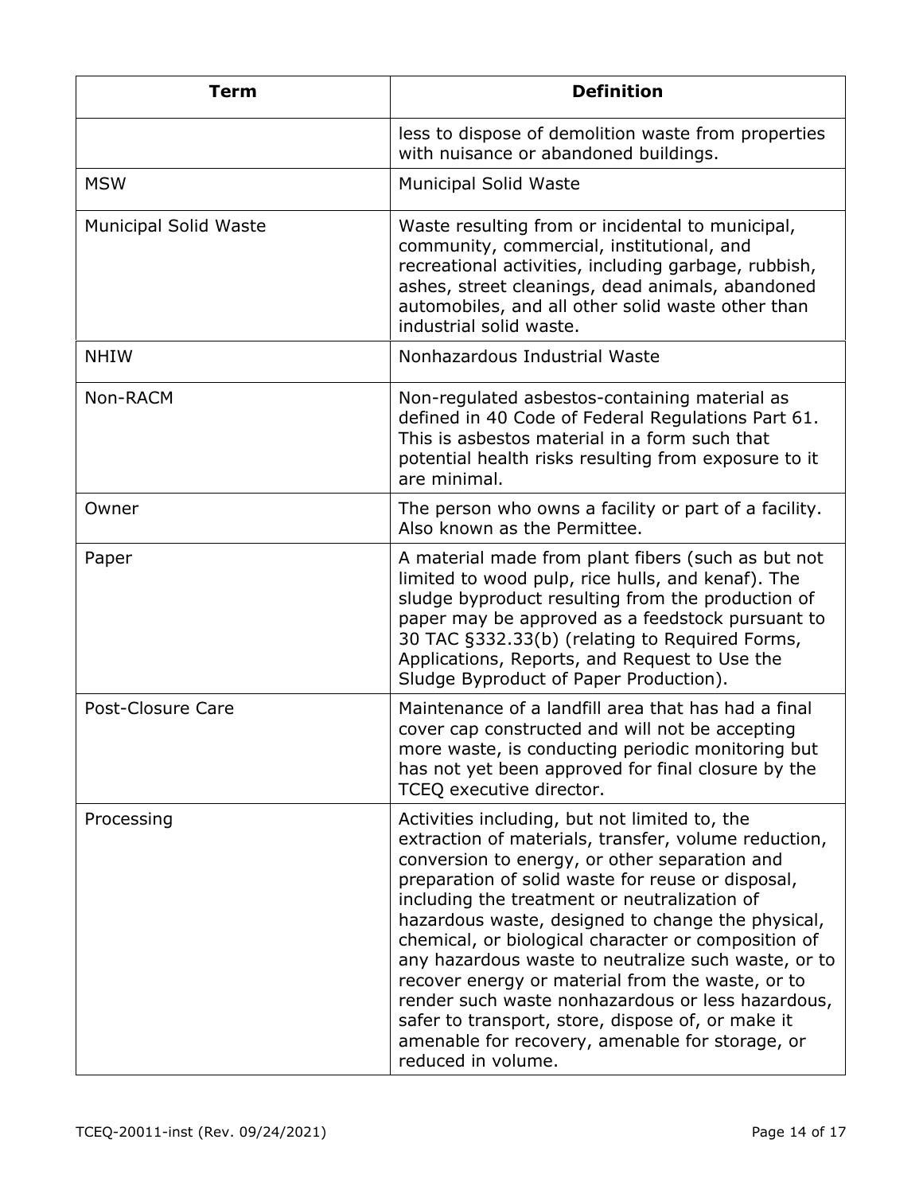| Term | Definition |
| --- | --- |
| | less to dispose of demolition waste from properties with nuisance or abandoned buildings. |
| MSW | Municipal Solid Waste |
| Municipal Solid Waste | Waste resulting from or incidental to municipal, community, commercial, institutional, and recreational activities, including garbage, rubbish, ashes, street cleanings, dead animals, abandoned automobiles, and all other solid waste other than industrial solid waste. |
| NHIW | Nonhazardous Industrial Waste |
| Non-RACM | Non-regulated asbestos-containing material as defined in 40 Code of Federal Regulations Part 61. This is asbestos material in a form such that potential health risks resulting from exposure to it are minimal. |
| Owner | The person who owns a facility or part of a facility. Also known as the Permittee. |
| Paper | A material made from plant fibers (such as but not limited to wood pulp, rice hulls, and kenaf). The sludge byproduct resulting from the production of paper may be approved as a feedstock pursuant to 30 TAC §332.33(b) (relating to Required Forms, Applications, Reports, and Request to Use the Sludge Byproduct of Paper Production). |
| Post-Closure Care | Maintenance of a landfill area that has had a final cover cap constructed and will not be accepting more waste, is conducting periodic monitoring but has not yet been approved for final closure by the TCEQ executive director. |
| Processing | Activities including, but not limited to, the extraction of materials, transfer, volume reduction, conversion to energy, or other separation and preparation of solid waste for reuse or disposal, including the treatment or neutralization of hazardous waste, designed to change the physical, chemical, or biological character or composition of any hazardous waste to neutralize such waste, or to recover energy or material from the waste, or to render such waste nonhazardous or less hazardous, safer to transport, store, dispose of, or make it amenable for recovery, amenable for storage, or reduced in volume. |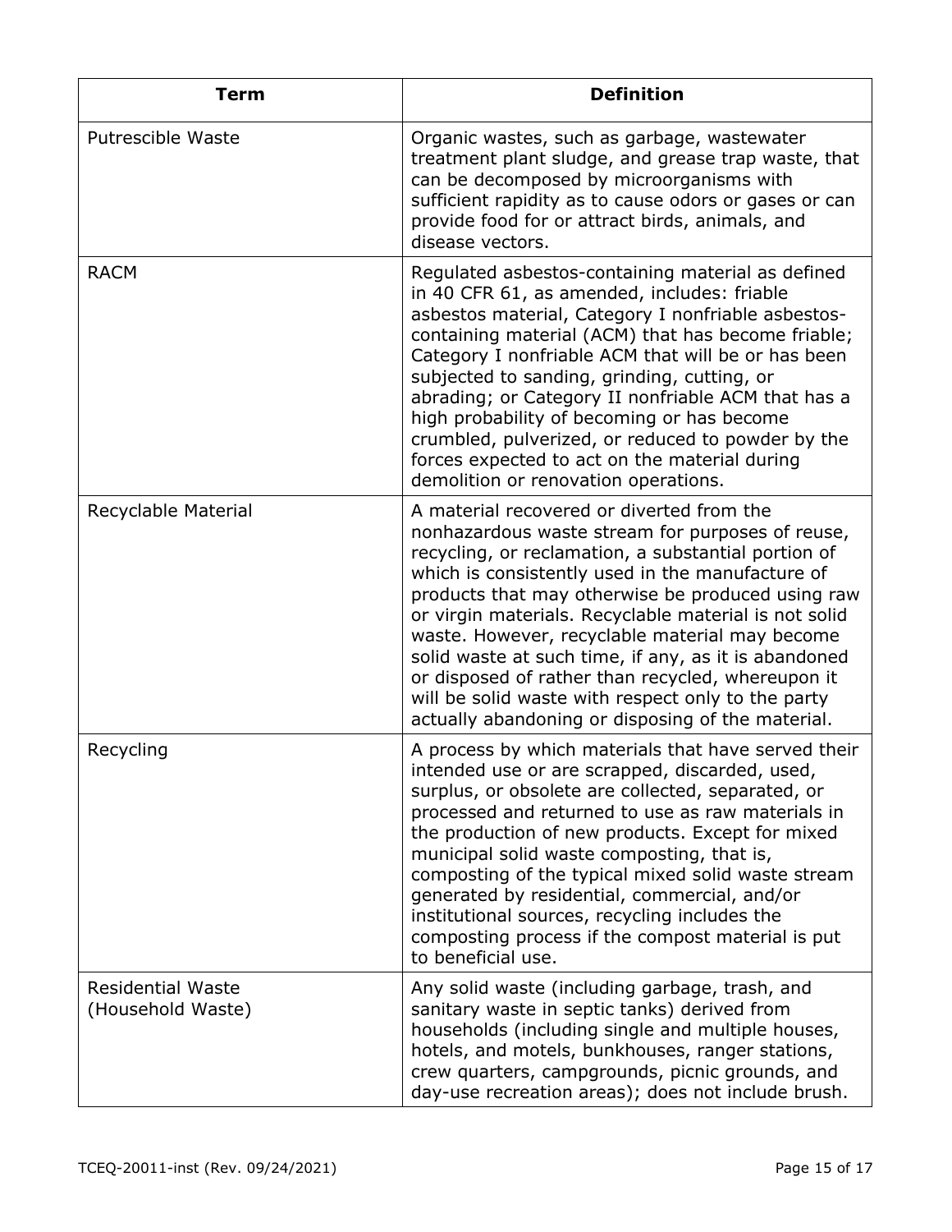| Term | Definition |
| --- | --- |
| Putrescible Waste | Organic wastes, such as garbage, wastewater treatment plant sludge, and grease trap waste, that can be decomposed by microorganisms with sufficient rapidity as to cause odors or gases or can provide food for or attract birds, animals, and disease vectors. |
| RACM | Regulated asbestos-containing material as defined in 40 CFR 61, as amended, includes: friable asbestos material, Category I nonfriable asbestos-containing material (ACM) that has become friable; Category I nonfriable ACM that will be or has been subjected to sanding, grinding, cutting, or abrading; or Category II nonfriable ACM that has a high probability of becoming or has become crumbled, pulverized, or reduced to powder by the forces expected to act on the material during demolition or renovation operations. |
| Recyclable Material | A material recovered or diverted from the nonhazardous waste stream for purposes of reuse, recycling, or reclamation, a substantial portion of which is consistently used in the manufacture of products that may otherwise be produced using raw or virgin materials. Recyclable material is not solid waste. However, recyclable material may become solid waste at such time, if any, as it is abandoned or disposed of rather than recycled, whereupon it will be solid waste with respect only to the party actually abandoning or disposing of the material. |
| Recycling | A process by which materials that have served their intended use or are scrapped, discarded, used, surplus, or obsolete are collected, separated, or processed and returned to use as raw materials in the production of new products. Except for mixed municipal solid waste composting, that is, composting of the typical mixed solid waste stream generated by residential, commercial, and/or institutional sources, recycling includes the composting process if the compost material is put to beneficial use. |
| Residential Waste (Household Waste) | Any solid waste (including garbage, trash, and sanitary waste in septic tanks) derived from households (including single and multiple houses, hotels, and motels, bunkhouses, ranger stations, crew quarters, campgrounds, picnic grounds, and day-use recreation areas); does not include brush. |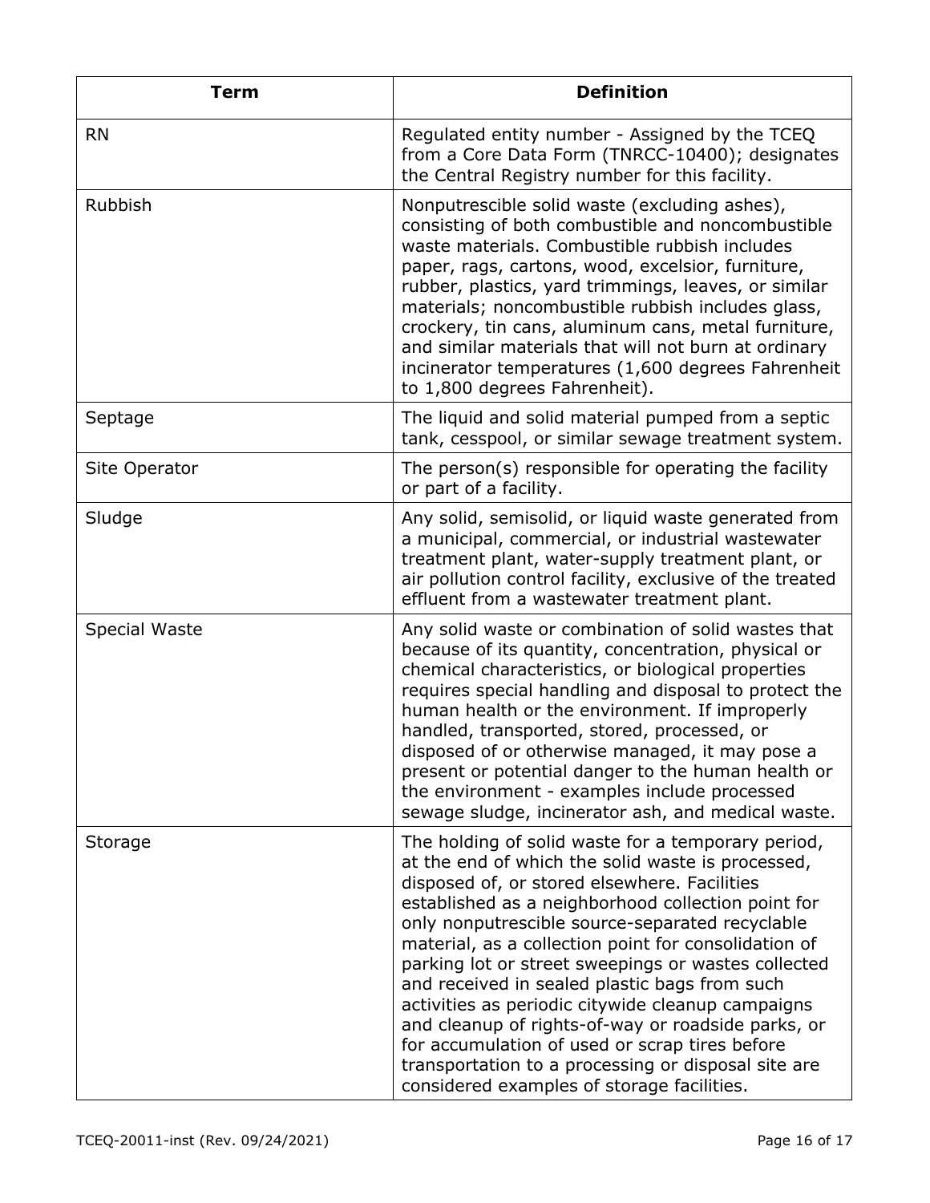| Term | Definition |
| --- | --- |
| RN | Regulated entity number - Assigned by the TCEQ from a Core Data Form (TNRCC-10400); designates the Central Registry number for this facility. |
| Rubbish | Nonputrescible solid waste (excluding ashes), consisting of both combustible and noncombustible waste materials. Combustible rubbish includes paper, rags, cartons, wood, excelsior, furniture, rubber, plastics, yard trimmings, leaves, or similar materials; noncombustible rubbish includes glass, crockery, tin cans, aluminum cans, metal furniture, and similar materials that will not burn at ordinary incinerator temperatures (1,600 degrees Fahrenheit to 1,800 degrees Fahrenheit). |
| Septage | The liquid and solid material pumped from a septic tank, cesspool, or similar sewage treatment system. |
| Site Operator | The person(s) responsible for operating the facility or part of a facility. |
| Sludge | Any solid, semisolid, or liquid waste generated from a municipal, commercial, or industrial wastewater treatment plant, water-supply treatment plant, or air pollution control facility, exclusive of the treated effluent from a wastewater treatment plant. |
| Special Waste | Any solid waste or combination of solid wastes that because of its quantity, concentration, physical or chemical characteristics, or biological properties requires special handling and disposal to protect the human health or the environment. If improperly handled, transported, stored, processed, or disposed of or otherwise managed, it may pose a present or potential danger to the human health or the environment - examples include processed sewage sludge, incinerator ash, and medical waste. |
| Storage | The holding of solid waste for a temporary period, at the end of which the solid waste is processed, disposed of, or stored elsewhere. Facilities established as a neighborhood collection point for only nonputrescible source-separated recyclable material, as a collection point for consolidation of parking lot or street sweepings or wastes collected and received in sealed plastic bags from such activities as periodic citywide cleanup campaigns and cleanup of rights-of-way or roadside parks, or for accumulation of used or scrap tires before transportation to a processing or disposal site are considered examples of storage facilities. |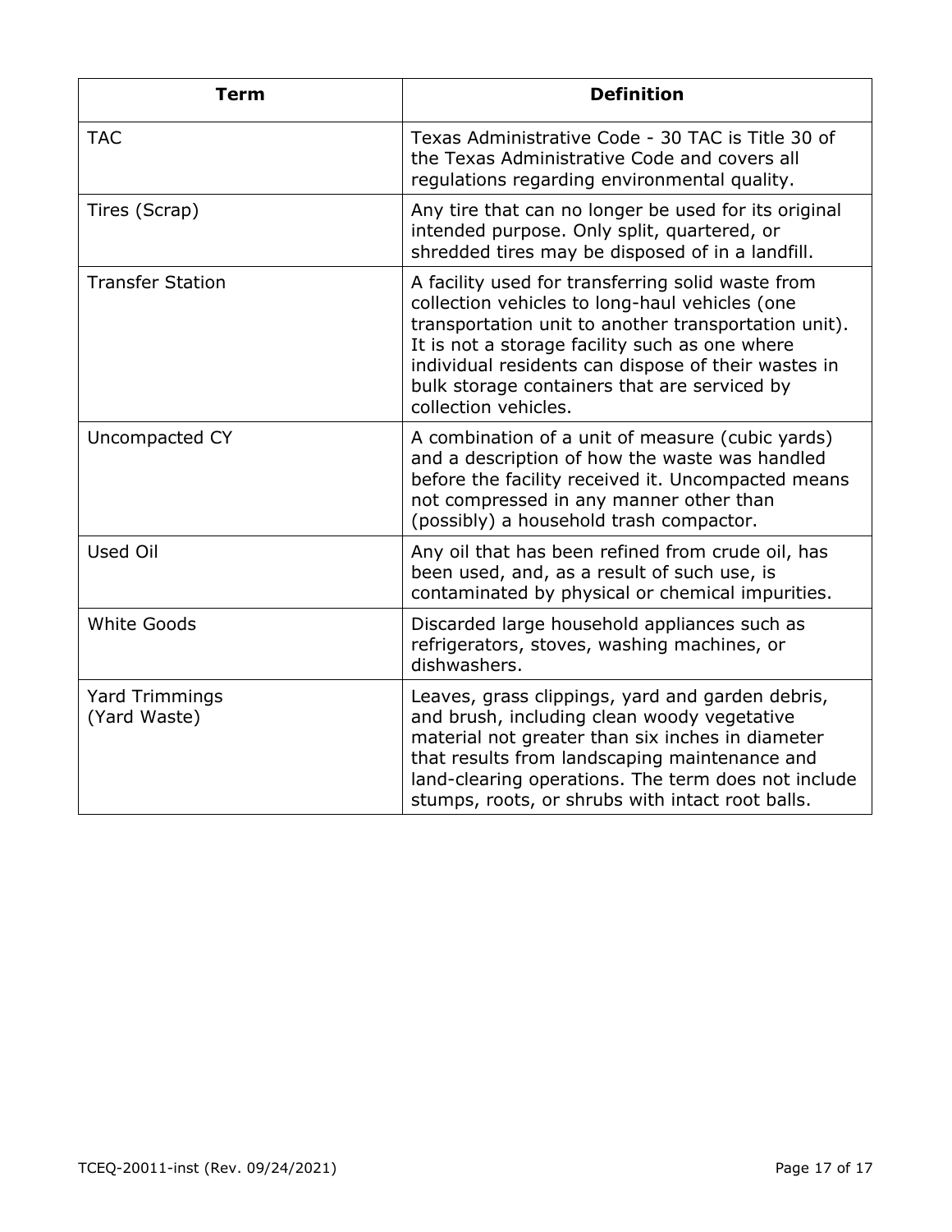| Term | Definition |
| --- | --- |
| TAC | Texas Administrative Code - 30 TAC is Title 30 of the Texas Administrative Code and covers all regulations regarding environmental quality. |
| Tires (Scrap) | Any tire that can no longer be used for its original intended purpose. Only split, quartered, or shredded tires may be disposed of in a landfill. |
| Transfer Station | A facility used for transferring solid waste from collection vehicles to long-haul vehicles (one transportation unit to another transportation unit). It is not a storage facility such as one where individual residents can dispose of their wastes in bulk storage containers that are serviced by collection vehicles. |
| Uncompacted CY | A combination of a unit of measure (cubic yards) and a description of how the waste was handled before the facility received it. Uncompacted means not compressed in any manner other than (possibly) a household trash compactor. |
| Used Oil | Any oil that has been refined from crude oil, has been used, and, as a result of such use, is contaminated by physical or chemical impurities. |
| White Goods | Discarded large household appliances such as refrigerators, stoves, washing machines, or dishwashers. |
| Yard Trimmings (Yard Waste) | Leaves, grass clippings, yard and garden debris, and brush, including clean woody vegetative material not greater than six inches in diameter that results from landscaping maintenance and land-clearing operations. The term does not include stumps, roots, or shrubs with intact root balls. |

TCEQ-20011-inst (Rev. 09/24/2021)